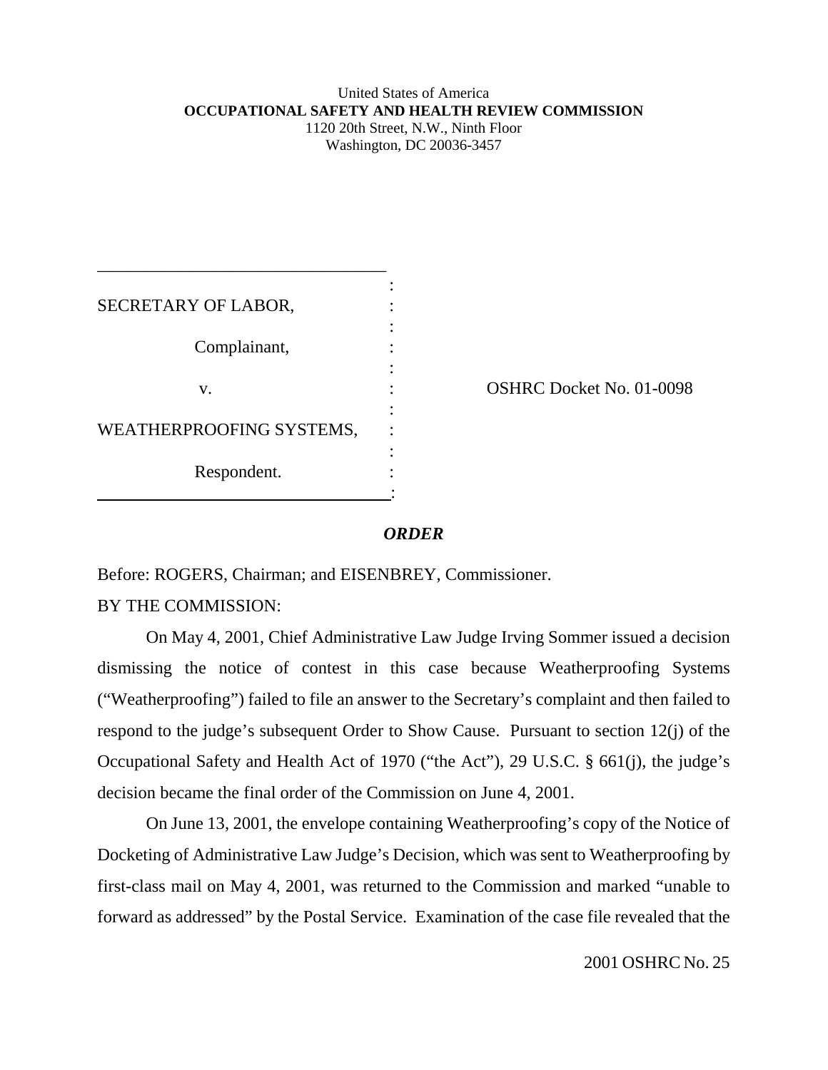United States of America
**OCCUPATIONAL SAFETY AND HEALTH REVIEW COMMISSION**
1120 20th Street, N.W., Ninth Floor
Washington, DC 20036-3457

SECRETARY OF LABOR,

Complainant,

v.

WEATHERPROOFING SYSTEMS,

Respondent.

OSHRC Docket No. 01-0098

***ORDER***

Before: ROGERS, Chairman; and EISENBREY, Commissioner.

BY THE COMMISSION:

On May 4, 2001, Chief Administrative Law Judge Irving Sommer issued a decision dismissing the notice of contest in this case because Weatherproofing Systems ("Weatherproofing") failed to file an answer to the Secretary's complaint and then failed to respond to the judge's subsequent Order to Show Cause. Pursuant to section 12(j) of the Occupational Safety and Health Act of 1970 ("the Act"), 29 U.S.C. § 661(j), the judge's decision became the final order of the Commission on June 4, 2001.

On June 13, 2001, the envelope containing Weatherproofing's copy of the Notice of Docketing of Administrative Law Judge's Decision, which was sent to Weatherproofing by first-class mail on May 4, 2001, was returned to the Commission and marked "unable to forward as addressed" by the Postal Service. Examination of the case file revealed that the

2001 OSHRC No. 25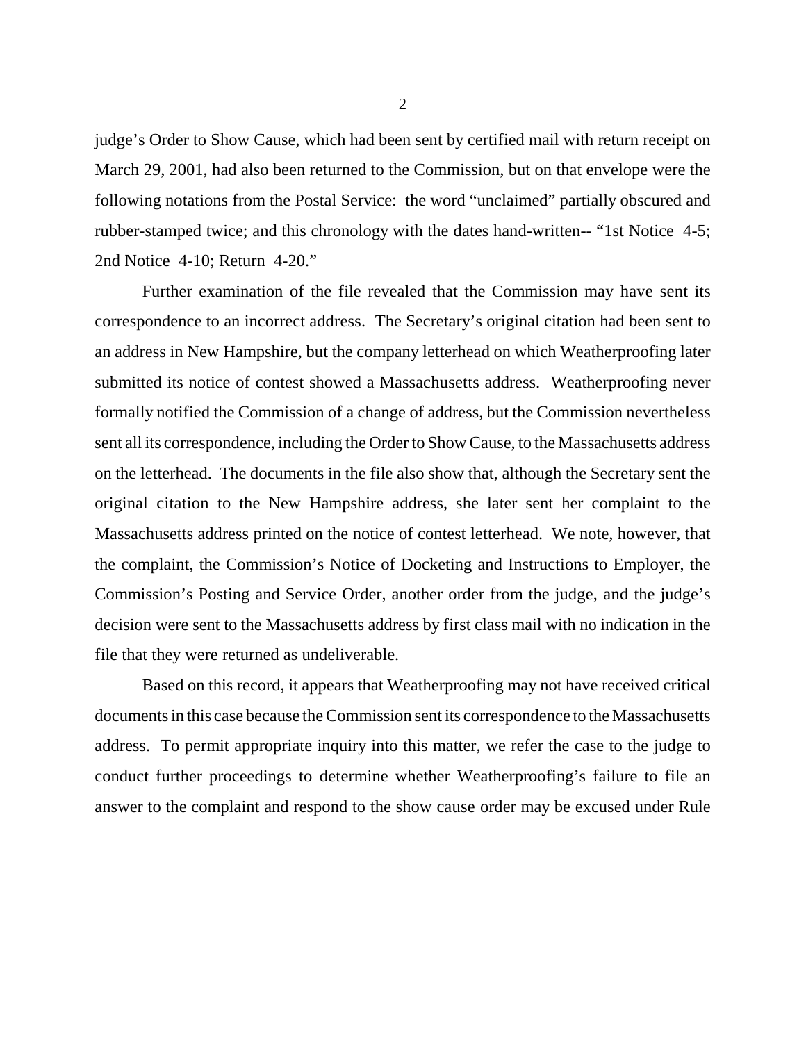judge's Order to Show Cause, which had been sent by certified mail with return receipt on March 29, 2001, had also been returned to the Commission, but on that envelope were the following notations from the Postal Service: the word "unclaimed" partially obscured and rubber-stamped twice; and this chronology with the dates hand-written-- "1st Notice 4-5; 2nd Notice 4-10; Return 4-20."

Further examination of the file revealed that the Commission may have sent its correspondence to an incorrect address. The Secretary's original citation had been sent to an address in New Hampshire, but the company letterhead on which Weatherproofing later submitted its notice of contest showed a Massachusetts address. Weatherproofing never formally notified the Commission of a change of address, but the Commission nevertheless sent all its correspondence, including the Order to Show Cause, to the Massachusetts address on the letterhead. The documents in the file also show that, although the Secretary sent the original citation to the New Hampshire address, she later sent her complaint to the Massachusetts address printed on the notice of contest letterhead. We note, however, that the complaint, the Commission's Notice of Docketing and Instructions to Employer, the Commission's Posting and Service Order, another order from the judge, and the judge's decision were sent to the Massachusetts address by first class mail with no indication in the file that they were returned as undeliverable.

Based on this record, it appears that Weatherproofing may not have received critical documents in this case because the Commission sent its correspondence to the Massachusetts address. To permit appropriate inquiry into this matter, we refer the case to the judge to conduct further proceedings to determine whether Weatherproofing's failure to file an answer to the complaint and respond to the show cause order may be excused under Rule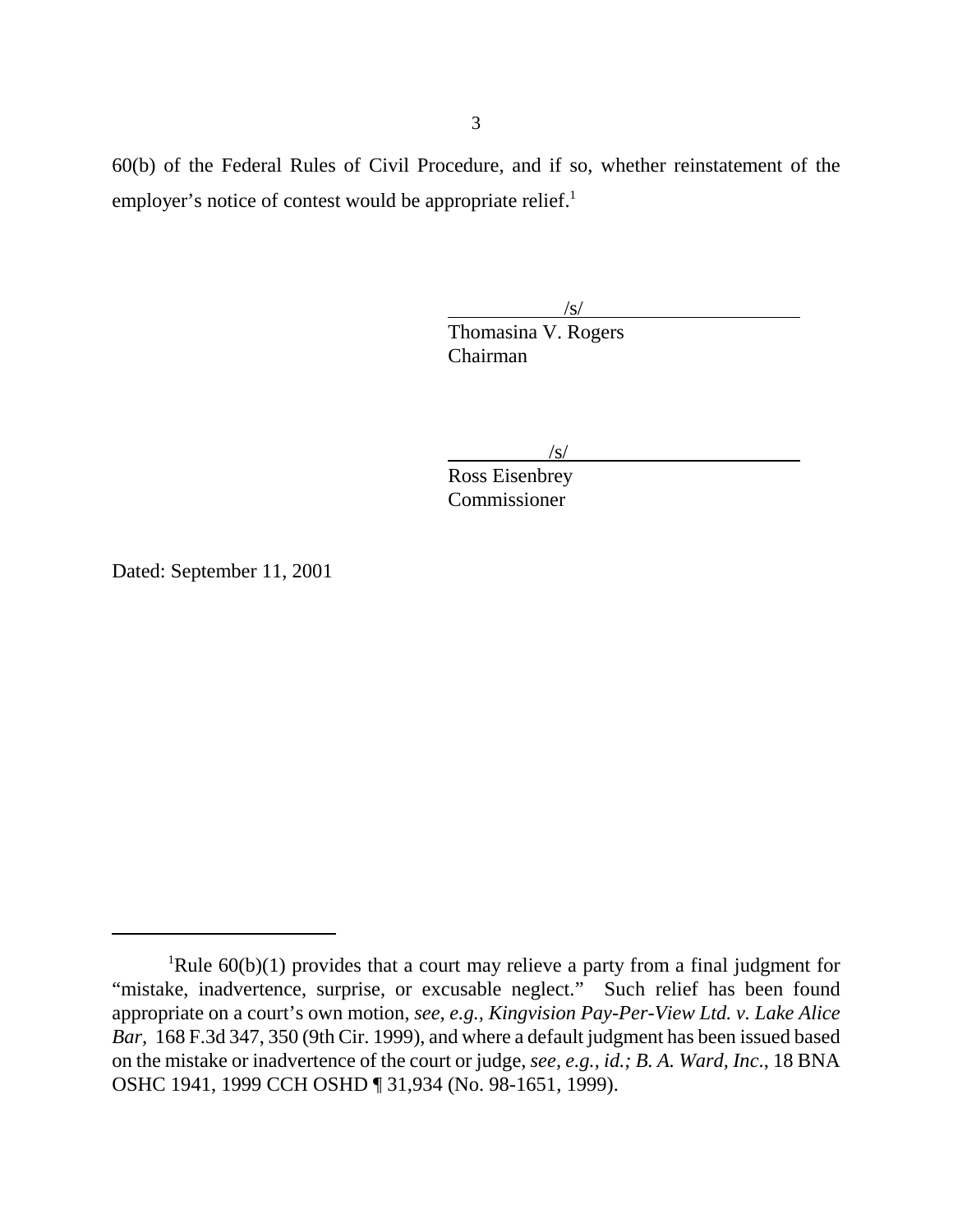60(b) of the Federal Rules of Civil Procedure, and if so, whether reinstatement of the employer's notice of contest would be appropriate relief.[1]

/s/
Thomasina V. Rogers
Chairman

/s/
Ross Eisenbrey
Commissioner

Dated: September 11, 2001

---

[1]Rule 60(b)(1) provides that a court may relieve a party from a final judgment for "mistake, inadvertence, surprise, or excusable neglect." Such relief has been found appropriate on a court's own motion, *see, e.g., Kingvision Pay-Per-View Ltd. v. Lake Alice Bar*, 168 F.3d 347, 350 (9th Cir. 1999), and where a default judgment has been issued based on the mistake or inadvertence of the court or judge, *see, e.g., id.; B. A. Ward, Inc.*, 18 BNA OSHC 1941, 1999 CCH OSHD ¶ 31,934 (No. 98-1651, 1999).